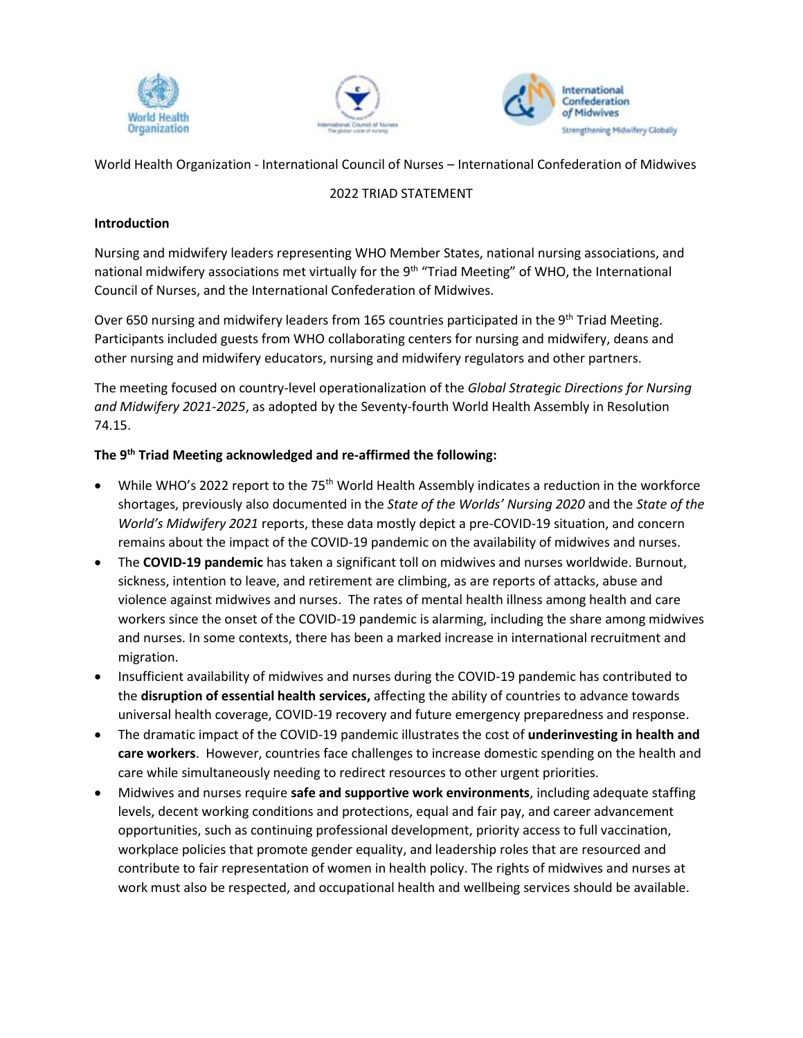World Health Organization - International Council of Nurses – International Confederation of Midwives

2022 TRIAD STATEMENT

**Introduction**

Nursing and midwifery leaders representing WHO Member States, national nursing associations, and national midwifery associations met virtually for the 9th "Triad Meeting" of WHO, the International Council of Nurses, and the International Confederation of Midwives.

Over 650 nursing and midwifery leaders from 165 countries participated in the 9th Triad Meeting. Participants included guests from WHO collaborating centers for nursing and midwifery, deans and other nursing and midwifery educators, nursing and midwifery regulators and other partners.

The meeting focused on country-level operationalization of the *Global Strategic Directions for Nursing and Midwifery 2021-2025*, as adopted by the Seventy-fourth World Health Assembly in Resolution 74.15.

**The 9th Triad Meeting acknowledged and re-affirmed the following:**

- While WHO's 2022 report to the 75th World Health Assembly indicates a reduction in the workforce shortages, previously also documented in the *State of the Worlds' Nursing 2020* and the *State of the World's Midwifery 2021* reports, these data mostly depict a pre-COVID-19 situation, and concern remains about the impact of the COVID-19 pandemic on the availability of midwives and nurses.
- The **COVID-19 pandemic** has taken a significant toll on midwives and nurses worldwide. Burnout, sickness, intention to leave, and retirement are climbing, as are reports of attacks, abuse and violence against midwives and nurses. The rates of mental health illness among health and care workers since the onset of the COVID-19 pandemic is alarming, including the share among midwives and nurses. In some contexts, there has been a marked increase in international recruitment and migration.
- Insufficient availability of midwives and nurses during the COVID-19 pandemic has contributed to the **disruption of essential health services,** affecting the ability of countries to advance towards universal health coverage, COVID-19 recovery and future emergency preparedness and response.
- The dramatic impact of the COVID-19 pandemic illustrates the cost of **underinvesting in health and care workers**. However, countries face challenges to increase domestic spending on the health and care while simultaneously needing to redirect resources to other urgent priorities.
- Midwives and nurses require **safe and supportive work environments**, including adequate staffing levels, decent working conditions and protections, equal and fair pay, and career advancement opportunities, such as continuing professional development, priority access to full vaccination, workplace policies that promote gender equality, and leadership roles that are resourced and contribute to fair representation of women in health policy. The rights of midwives and nurses at work must also be respected, and occupational health and wellbeing services should be available.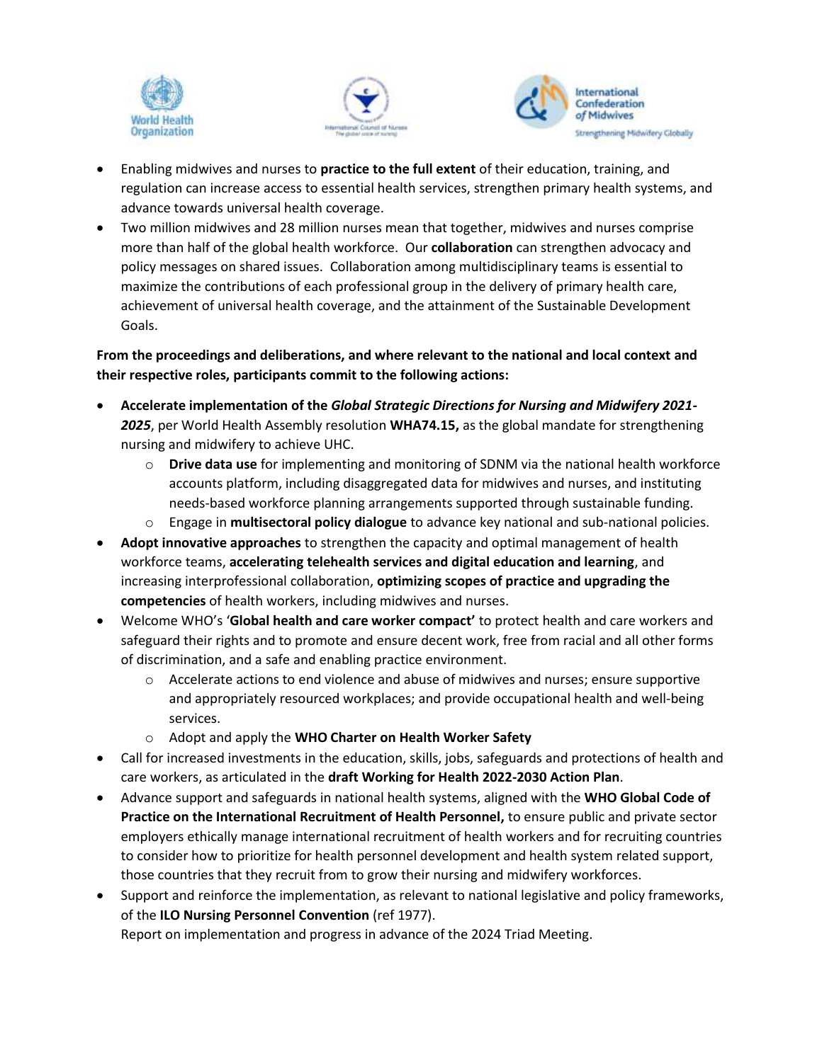- Enabling midwives and nurses to **practice to the full extent** of their education, training, and regulation can increase access to essential health services, strengthen primary health systems, and advance towards universal health coverage.
- Two million midwives and 28 million nurses mean that together, midwives and nurses comprise more than half of the global health workforce. Our **collaboration** can strengthen advocacy and policy messages on shared issues. Collaboration among multidisciplinary teams is essential to maximize the contributions of each professional group in the delivery of primary health care, achievement of universal health coverage, and the attainment of the Sustainable Development Goals.

**From the proceedings and deliberations, and where relevant to the national and local context and their respective roles, participants commit to the following actions:**

- **Accelerate implementation of the *Global Strategic Directions for Nursing and Midwifery 2021-2025***, per World Health Assembly resolution **WHA74.15,** as the global mandate for strengthening nursing and midwifery to achieve UHC.
  - **Drive data use** for implementing and monitoring of SDNM via the national health workforce accounts platform, including disaggregated data for midwives and nurses, and instituting needs-based workforce planning arrangements supported through sustainable funding.
  - Engage in **multisectoral policy dialogue** to advance key national and sub-national policies.
- **Adopt innovative approaches** to strengthen the capacity and optimal management of health workforce teams, **accelerating telehealth services and digital education and learning**, and increasing interprofessional collaboration, **optimizing scopes of practice and upgrading the competencies** of health workers, including midwives and nurses.
- Welcome WHO's '**Global health and care worker compact'** to protect health and care workers and safeguard their rights and to promote and ensure decent work, free from racial and all other forms of discrimination, and a safe and enabling practice environment.
  - Accelerate actions to end violence and abuse of midwives and nurses; ensure supportive and appropriately resourced workplaces; and provide occupational health and well-being services.
  - Adopt and apply the **WHO Charter on Health Worker Safety**
- Call for increased investments in the education, skills, jobs, safeguards and protections of health and care workers, as articulated in the **draft Working for Health 2022-2030 Action Plan**.
- Advance support and safeguards in national health systems, aligned with the **WHO Global Code of Practice on the International Recruitment of Health Personnel,** to ensure public and private sector employers ethically manage international recruitment of health workers and for recruiting countries to consider how to prioritize for health personnel development and health system related support, those countries that they recruit from to grow their nursing and midwifery workforces.
- Support and reinforce the implementation, as relevant to national legislative and policy frameworks, of the **ILO Nursing Personnel Convention** (ref 1977).
  Report on implementation and progress in advance of the 2024 Triad Meeting.